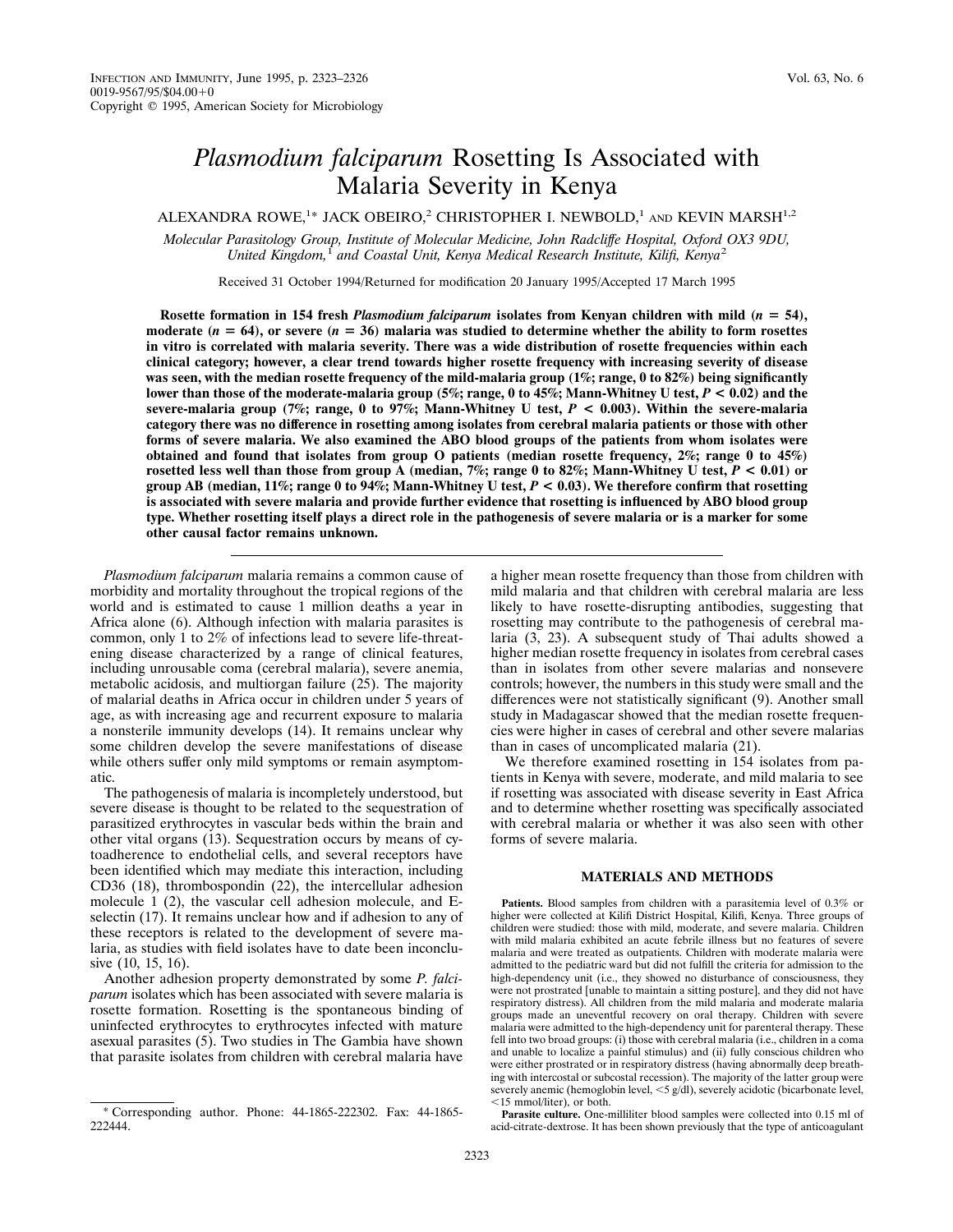# *Plasmodium falciparum* Rosetting Is Associated with Malaria Severity in Kenya

ALEXANDRA ROWE,[1*] JACK OBEIRO,[2] CHRISTOPHER I. NEWBOLD,[1] AND KEVIN MARSH[1,2]

*Molecular Parasitology Group, Institute of Molecular Medicine, John Radcliffe Hospital, Oxford OX3 9DU, United Kingdom,[1] and Coastal Unit, Kenya Medical Research Institute, Kilifi, Kenya[2]*

Received 31 October 1994/Returned for modification 20 January 1995/Accepted 17 March 1995

**Rosette formation in 154 fresh *Plasmodium falciparum* isolates from Kenyan children with mild ($n = 54$), moderate ($n = 64$), or severe ($n = 36$) malaria was studied to determine whether the ability to form rosettes in vitro is correlated with malaria severity. There was a wide distribution of rosette frequencies within each clinical category; however, a clear trend towards higher rosette frequency with increasing severity of disease was seen, with the median rosette frequency of the mild-malaria group (1%; range, 0 to 82%) being significantly lower than those of the moderate-malaria group (5%; range, 0 to 45%; Mann-Whitney U test, $P < 0.02$) and the severe-malaria group (7%; range, 0 to 97%; Mann-Whitney U test, $P < 0.003$). Within the severe-malaria category there was no difference in rosetting among isolates from cerebral malaria patients or those with other forms of severe malaria. We also examined the ABO blood groups of the patients from whom isolates were obtained and found that isolates from group O patients (median rosette frequency, 2%; range 0 to 45%) rosetted less well than those from group A (median, 7%; range 0 to 82%; Mann-Whitney U test, $P < 0.01$) or group AB (median, 11%; range 0 to 94%; Mann-Whitney U test, $P < 0.03$). We therefore confirm that rosetting is associated with severe malaria and provide further evidence that rosetting is influenced by ABO blood group type. Whether rosetting itself plays a direct role in the pathogenesis of severe malaria or is a marker for some other causal factor remains unknown.**

*Plasmodium falciparum* malaria remains a common cause of morbidity and mortality throughout the tropical regions of the world and is estimated to cause 1 million deaths a year in Africa alone (6). Although infection with malaria parasites is common, only 1 to 2% of infections lead to severe life-threatening disease characterized by a range of clinical features, including unrousable coma (cerebral malaria), severe anemia, metabolic acidosis, and multiorgan failure (25). The majority of malarial deaths in Africa occur in children under 5 years of age, as with increasing age and recurrent exposure to malaria a nonsterile immunity develops (14). It remains unclear why some children develop the severe manifestations of disease while others suffer only mild symptoms or remain asymptomatic.

The pathogenesis of malaria is incompletely understood, but severe disease is thought to be related to the sequestration of parasitized erythrocytes in vascular beds within the brain and other vital organs (13). Sequestration occurs by means of cytoadherence to endothelial cells, and several receptors have been identified which may mediate this interaction, including CD36 (18), thrombospondin (22), the intercellular adhesion molecule 1 (2), the vascular cell adhesion molecule, and E-selectin (17). It remains unclear how and if adhesion to any of these receptors is related to the development of severe malaria, as studies with field isolates have to date been inconclusive (10, 15, 16).

Another adhesion property demonstrated by some *P. falciparum* isolates which has been associated with severe malaria is rosette formation. Rosetting is the spontaneous binding of uninfected erythrocytes to erythrocytes infected with mature asexual parasites (5). Two studies in The Gambia have shown that parasite isolates from children with cerebral malaria have a higher mean rosette frequency than those from children with mild malaria and that children with cerebral malaria are less likely to have rosette-disrupting antibodies, suggesting that rosetting may contribute to the pathogenesis of cerebral malaria (3, 23). A subsequent study of Thai adults showed a higher median rosette frequency in isolates from cerebral cases than in isolates from other severe malarias and nonsevere controls; however, the numbers in this study were small and the differences were not statistically significant (9). Another small study in Madagascar showed that the median rosette frequencies were higher in cases of cerebral and other severe malarias than in cases of uncomplicated malaria (21).

We therefore examined rosetting in 154 isolates from patients in Kenya with severe, moderate, and mild malaria to see if rosetting was associated with disease severity in East Africa and to determine whether rosetting was specifically associated with cerebral malaria or whether it was also seen with other forms of severe malaria.

## MATERIALS AND METHODS

**Patients.** Blood samples from children with a parasitemia level of 0.3% or higher were collected at Kilifi District Hospital, Kilifi, Kenya. Three groups of children were studied: those with mild, moderate, and severe malaria. Children with mild malaria exhibited an acute febrile illness but no features of severe malaria and were treated as outpatients. Children with moderate malaria were admitted to the pediatric ward but did not fulfill the criteria for admission to the high-dependency unit (i.e., they showed no disturbance of consciousness, they were not prostrated [unable to maintain a sitting posture], and they did not have respiratory distress). All children from the mild malaria and moderate malaria groups made an uneventful recovery on oral therapy. Children with severe malaria were admitted to the high-dependency unit for parenteral therapy. These fell into two broad groups: (i) those with cerebral malaria (i.e., children in a coma and unable to localize a painful stimulus) and (ii) fully conscious children who were either prostrated or in respiratory distress (having abnormally deep breathing with intercostal or subcostal recession). The majority of the latter group were severely anemic (hemoglobin level, <5 g/dl), severely acidotic (bicarbonate level, <15 mmol/liter), or both.

**Parasite culture.** One-milliliter blood samples were collected into 0.15 ml of acid-citrate-dextrose. It has been shown previously that the type of anticoagulant

\* Corresponding author. Phone: 44-1865-222302. Fax: 44-1865-222444.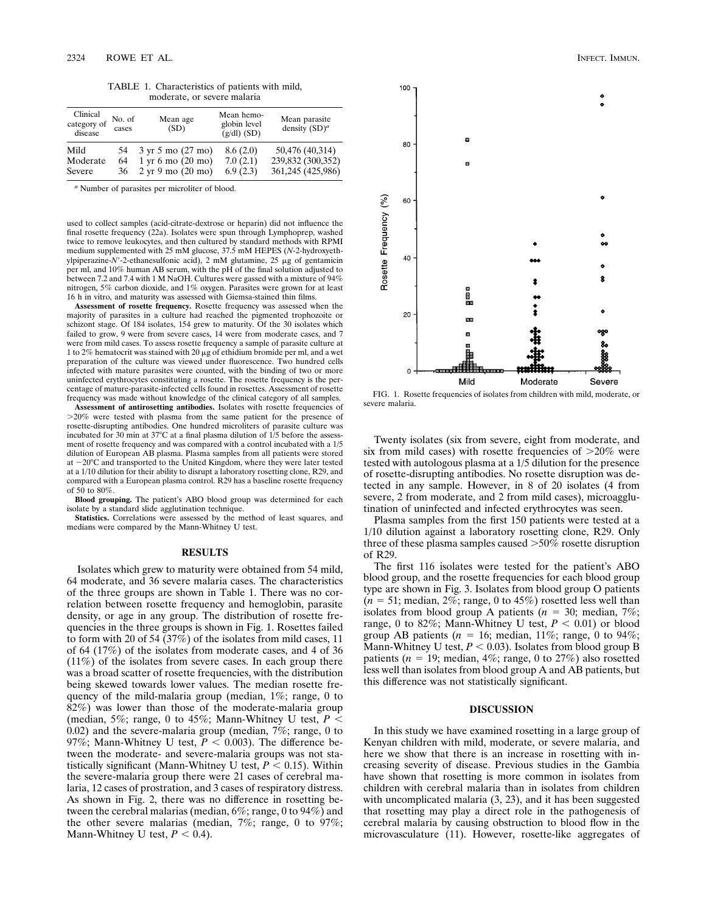TABLE 1. Characteristics of patients with mild, moderate, or severe malaria

| Clinical category of disease | No. of cases | Mean age (SD) | Mean hemoglobin level (g/dl) (SD) | Mean parasite density (SD)[a] |
|---|---|---|---|---|
| Mild | 54 | 3 yr 5 mo (27 mo) | 8.6 (2.0) | 50,476 (40,314) |
| Moderate | 64 | 1 yr 6 mo (20 mo) | 7.0 (2.1) | 239,832 (300,352) |
| Severe | 36 | 2 yr 9 mo (20 mo) | 6.9 (2.3) | 361,245 (425,986) |

[a] Number of parasites per microliter of blood.

used to collect samples (acid-citrate-dextrose or heparin) did not influence the final rosette frequency (22a). Isolates were spun through Lymphoprep, washed twice to remove leukocytes, and then cultured by standard methods with RPMI medium supplemented with 25 mM glucose, 37.5 mM HEPES (*N*-2-hydroxyethylpiperazine-*N*′-2-ethanesulfonic acid), 2 mM glutamine, 25 μg of gentamicin per ml, and 10% human AB serum, with the pH of the final solution adjusted to between 7.2 and 7.4 with 1 M NaOH. Cultures were gassed with a mixture of 94% nitrogen, 5% carbon dioxide, and 1% oxygen. Parasites were grown for at least 16 h in vitro, and maturity was assessed with Giemsa-stained thin films.

**Assessment of rosette frequency.** Rosette frequency was assessed when the majority of parasites in a culture had reached the pigmented trophozoite or schizont stage. Of 184 isolates, 154 grew to maturity. Of the 30 isolates which failed to grow, 9 were from severe cases, 14 were from moderate cases, and 7 were from mild cases. To assess rosette frequency a sample of parasite culture at 1 to 2% hematocrit was stained with 20 μg of ethidium bromide per ml, and a wet preparation of the culture was viewed under fluorescence. Two hundred cells infected with mature parasites were counted, with the binding of two or more uninfected erythrocytes constituting a rosette. The rosette frequency is the percentage of mature-parasite-infected cells found in rosettes. Assessment of rosette frequency was made without knowledge of the clinical category of all samples.

**Assessment of antirosetting antibodies.** Isolates with rosette frequencies of >20% were tested with plasma from the same patient for the presence of rosette-disrupting antibodies. One hundred microliters of parasite culture was incubated for 30 min at 37°C at a final plasma dilution of 1/5 before the assessment of rosette frequency and was compared with a control incubated with a 1/5 dilution of European AB plasma. Plasma samples from all patients were stored at −20°C and transported to the United Kingdom, where they were later tested at a 1/10 dilution for their ability to disrupt a laboratory rosetting clone, R29, and compared with a European plasma control. R29 has a baseline rosette frequency of 50 to 80%.

**Blood grouping.** The patient's ABO blood group was determined for each isolate by a standard slide agglutination technique.

**Statistics.** Correlations were assessed by the method of least squares, and medians were compared by the Mann-Whitney U test.

## RESULTS

Isolates which grew to maturity were obtained from 54 mild, 64 moderate, and 36 severe malaria cases. The characteristics of the three groups are shown in Table 1. There was no correlation between rosette frequency and hemoglobin, parasite density, or age in any group. The distribution of rosette frequencies in the three groups is shown in Fig. 1. Rosettes failed to form with 20 of 54 (37%) of the isolates from mild cases, 11 of 64 (17%) of the isolates from moderate cases, and 4 of 36 (11%) of the isolates from severe cases. In each group there was a broad scatter of rosette frequencies, with the distribution being skewed towards lower values. The median rosette frequency of the mild-malaria group (median, 1%; range, 0 to 82%) was lower than those of the moderate-malaria group (median, 5%; range, 0 to 45%; Mann-Whitney U test, $P < 0.02$) and the severe-malaria group (median, 7%; range, 0 to 97%; Mann-Whitney U test, $P < 0.003$). The difference between the moderate- and severe-malaria groups was not statistically significant (Mann-Whitney U test, $P < 0.15$). Within the severe-malaria group there were 21 cases of cerebral malaria, 12 cases of prostration, and 3 cases of respiratory distress. As shown in Fig. 2, there was no difference in rosetting between the cerebral malarias (median, 6%; range, 0 to 94%) and the other severe malarias (median, 7%; range, 0 to 97%; Mann-Whitney U test, $P < 0.4$).

FIG. 1. Rosette frequencies of isolates from children with mild, moderate, or severe malaria.

Twenty isolates (six from severe, eight from moderate, and six from mild cases) with rosette frequencies of >20% were tested with autologous plasma at a 1/5 dilution for the presence of rosette-disrupting antibodies. No rosette disruption was detected in any sample. However, in 8 of 20 isolates (4 from severe, 2 from moderate, and 2 from mild cases), microagglutination of uninfected and infected erythrocytes was seen.

Plasma samples from the first 150 patients were tested at a 1/10 dilution against a laboratory rosetting clone, R29. Only three of these plasma samples caused >50% rosette disruption of R29.

The first 116 isolates were tested for the patient's ABO blood group, and the rosette frequencies for each blood group type are shown in Fig. 3. Isolates from blood group O patients ($n = 51$; median, 2%; range, 0 to 45%) rosetted less well than isolates from blood group A patients ($n = 30$; median, 7%; range, 0 to 82%; Mann-Whitney U test, $P < 0.01$) or blood group AB patients ($n = 16$; median, 11%; range, 0 to 94%; Mann-Whitney U test, $P < 0.03$). Isolates from blood group B patients ($n = 19$; median, 4%; range, 0 to 27%) also rosetted less well than isolates from blood group A and AB patients, but this difference was not statistically significant.

## DISCUSSION

In this study we have examined rosetting in a large group of Kenyan children with mild, moderate, or severe malaria, and here we show that there is an increase in rosetting with increasing severity of disease. Previous studies in the Gambia have shown that rosetting is more common in isolates from children with cerebral malaria than in isolates from children with uncomplicated malaria (3, 23), and it has been suggested that rosetting may play a direct role in the pathogenesis of cerebral malaria by causing obstruction to blood flow in the microvasculature (11). However, rosette-like aggregates of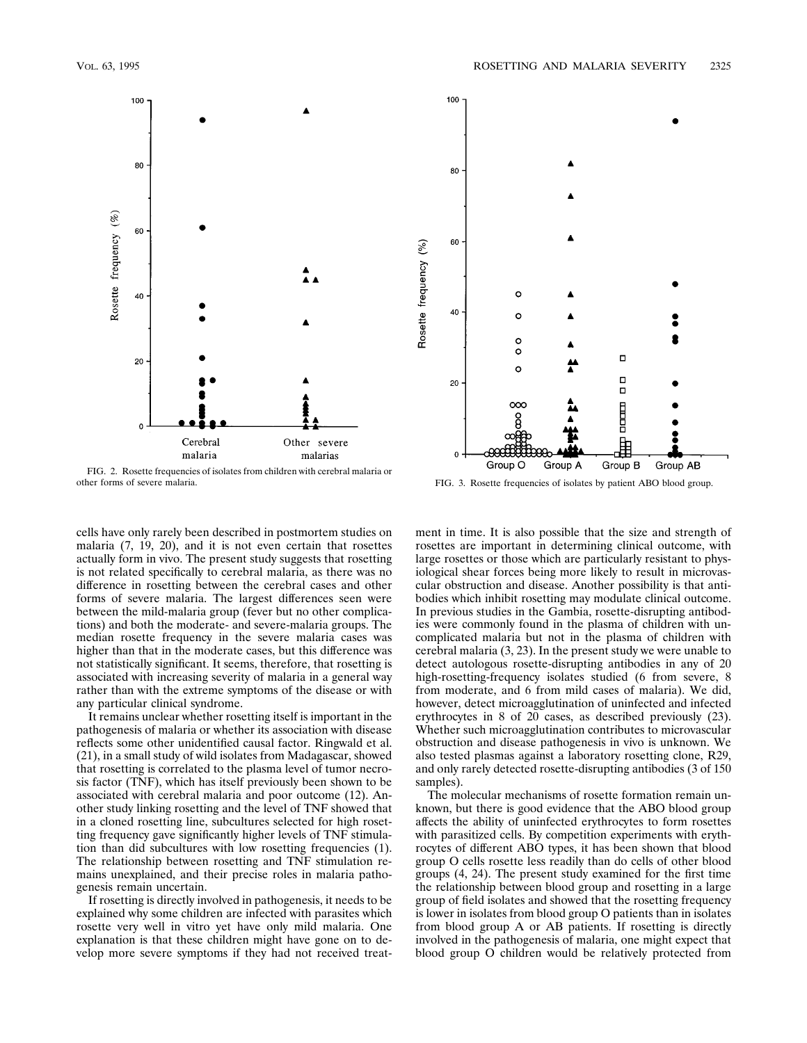FIG. 2. Rosette frequencies of isolates from children with cerebral malaria or other forms of severe malaria.

FIG. 3. Rosette frequencies of isolates by patient ABO blood group.

cells have only rarely been described in postmortem studies on malaria (7, 19, 20), and it is not even certain that rosettes actually form in vivo. The present study suggests that rosetting is not related specifically to cerebral malaria, as there was no difference in rosetting between the cerebral cases and other forms of severe malaria. The largest differences seen were between the mild-malaria group (fever but no other complications) and both the moderate- and severe-malaria groups. The median rosette frequency in the severe malaria cases was higher than that in the moderate cases, but this difference was not statistically significant. It seems, therefore, that rosetting is associated with increasing severity of malaria in a general way rather than with the extreme symptoms of the disease or with any particular clinical syndrome.

It remains unclear whether rosetting itself is important in the pathogenesis of malaria or whether its association with disease reflects some other unidentified causal factor. Ringwald et al. (21), in a small study of wild isolates from Madagascar, showed that rosetting is correlated to the plasma level of tumor necrosis factor (TNF), which has itself previously been shown to be associated with cerebral malaria and poor outcome (12). Another study linking rosetting and the level of TNF showed that in a cloned rosetting line, subcultures selected for high rosetting frequency gave significantly higher levels of TNF stimulation than did subcultures with low rosetting frequencies (1). The relationship between rosetting and TNF stimulation remains unexplained, and their precise roles in malaria pathogenesis remain uncertain.

If rosetting is directly involved in pathogenesis, it needs to be explained why some children are infected with parasites which rosette very well in vitro yet have only mild malaria. One explanation is that these children might have gone on to develop more severe symptoms if they had not received treatment in time. It is also possible that the size and strength of rosettes are important in determining clinical outcome, with large rosettes or those which are particularly resistant to physiological shear forces being more likely to result in microvascular obstruction and disease. Another possibility is that antibodies which inhibit rosetting may modulate clinical outcome. In previous studies in the Gambia, rosette-disrupting antibodies were commonly found in the plasma of children with uncomplicated malaria but not in the plasma of children with cerebral malaria (3, 23). In the present study we were unable to detect autologous rosette-disrupting antibodies in any of 20 high-rosetting-frequency isolates studied (6 from severe, 8 from moderate, and 6 from mild cases of malaria). We did, however, detect microagglutination of uninfected and infected erythrocytes in 8 of 20 cases, as described previously (23). Whether such microagglutination contributes to microvascular obstruction and disease pathogenesis in vivo is unknown. We also tested plasmas against a laboratory rosetting clone, R29, and only rarely detected rosette-disrupting antibodies (3 of 150 samples).

The molecular mechanisms of rosette formation remain unknown, but there is good evidence that the ABO blood group affects the ability of uninfected erythrocytes to form rosettes with parasitized cells. By competition experiments with erythrocytes of different ABO types, it has been shown that blood group O cells rosette less readily than do cells of other blood groups (4, 24). The present study examined for the first time the relationship between blood group and rosetting in a large group of field isolates and showed that the rosetting frequency is lower in isolates from blood group O patients than in isolates from blood group A or AB patients. If rosetting is directly involved in the pathogenesis of malaria, one might expect that blood group O children would be relatively protected from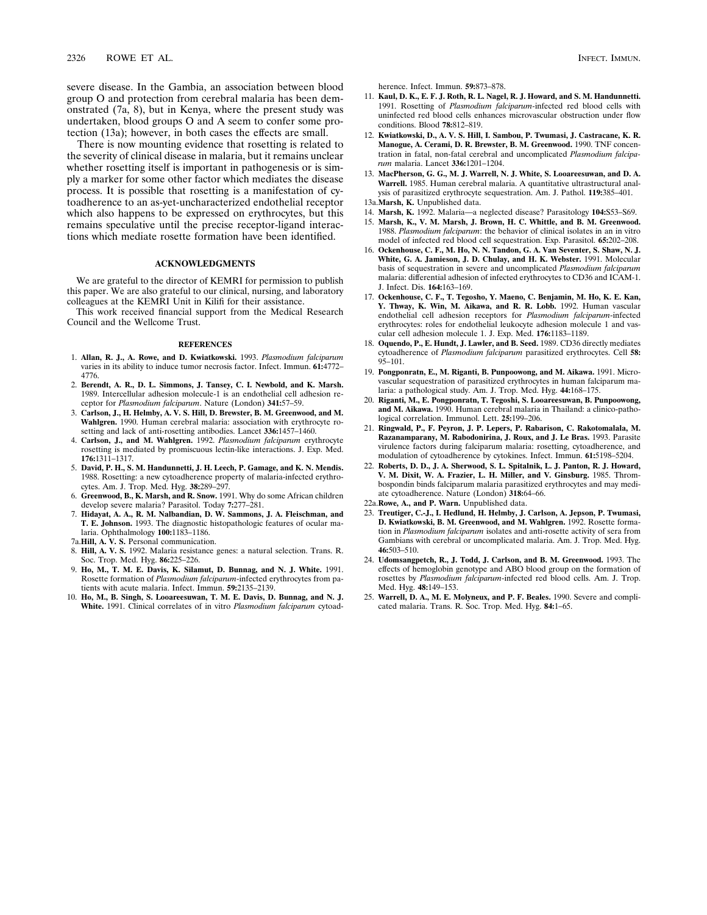severe disease. In the Gambia, an association between blood group O and protection from cerebral malaria has been demonstrated (7a, 8), but in Kenya, where the present study was undertaken, blood groups O and A seem to confer some protection (13a); however, in both cases the effects are small.

There is now mounting evidence that rosetting is related to the severity of clinical disease in malaria, but it remains unclear whether rosetting itself is important in pathogenesis or is simply a marker for some other factor which mediates the disease process. It is possible that rosetting is a manifestation of cytoadherence to an as-yet-uncharacterized endothelial receptor which also happens to be expressed on erythrocytes, but this remains speculative until the precise receptor-ligand interactions which mediate rosette formation have been identified.

## ACKNOWLEDGMENTS

We are grateful to the director of KEMRI for permission to publish this paper. We are also grateful to our clinical, nursing, and laboratory colleagues at the KEMRI Unit in Kilifi for their assistance.

This work received financial support from the Medical Research Council and the Wellcome Trust.

## REFERENCES

1. **Allan, R. J., A. Rowe, and D. Kwiatkowski.** 1993. *Plasmodium falciparum* varies in its ability to induce tumor necrosis factor. Infect. Immun. **61:**4772–4776.
2. **Berendt, A. R., D. L. Simmons, J. Tansey, C. I. Newbold, and K. Marsh.** 1989. Intercellular adhesion molecule-1 is an endothelial cell adhesion receptor for *Plasmodium falciparum*. Nature (London) **341:**57–59.
3. **Carlson, J., H. Helmby, A. V. S. Hill, D. Brewster, B. M. Greenwood, and M. Wahlgren.** 1990. Human cerebral malaria: association with erythrocyte rosetting and lack of anti-rosetting antibodies. Lancet **336:**1457–1460.
4. **Carlson, J., and M. Wahlgren.** 1992. *Plasmodium falciparum* erythrocyte rosetting is mediated by promiscuous lectin-like interactions. J. Exp. Med. **176:**1311–1317.
5. **David, P. H., S. M. Handunnetti, J. H. Leech, P. Gamage, and K. N. Mendis.** 1988. Rosetting: a new cytoadherence property of malaria-infected erythrocytes. Am. J. Trop. Med. Hyg. **38:**289–297.
6. **Greenwood, B., K. Marsh, and R. Snow.** 1991. Why do some African children develop severe malaria? Parasitol. Today **7:**277–281.
7. **Hidayat, A. A., R. M. Nalbandian, D. W. Sammons, J. A. Fleischman, and T. E. Johnson.** 1993. The diagnostic histopathologic features of ocular malaria. Ophthalmology **100:**1183–1186.

7a. **Hill, A. V. S.** Personal communication.

8. **Hill, A. V. S.** 1992. Malaria resistance genes: a natural selection. Trans. R. Soc. Trop. Med. Hyg. **86:**225–226.
9. **Ho, M., T. M. E. Davis, K. Silamut, D. Bunnag, and N. J. White.** 1991. Rosette formation of *Plasmodium falciparum*-infected erythrocytes from patients with acute malaria. Infect. Immun. **59:**2135–2139.
10. **Ho, M., B. Singh, S. Looareesuwan, T. M. E. Davis, D. Bunnag, and N. J. White.** 1991. Clinical correlates of in vitro *Plasmodium falciparum* cytoadherence. Infect. Immun. **59:**873–878.
11. **Kaul, D. K., E. F. J. Roth, R. L. Nagel, R. J. Howard, and S. M. Handunnetti.** 1991. Rosetting of *Plasmodium falciparum*-infected red blood cells with uninfected red blood cells enhances microvascular obstruction under flow conditions. Blood **78:**812–819.
12. **Kwiatkowski, D., A. V. S. Hill, I. Sambou, P. Twumasi, J. Castracane, K. R. Manogue, A. Cerami, D. R. Brewster, B. M. Greenwood.** 1990. TNF concentration in fatal, non-fatal cerebral and uncomplicated *Plasmodium falciparum* malaria. Lancet **336:**1201–1204.
13. **MacPherson, G. G., M. J. Warrell, N. J. White, S. Looareesuwan, and D. A. Warrell.** 1985. Human cerebral malaria. A quantitative ultrastructural analysis of parasitized erythrocyte sequestration. Am. J. Pathol. **119:**385–401.

13a. **Marsh, K.** Unpublished data.

14. **Marsh, K.** 1992. Malaria—a neglected disease? Parasitology **104:**S53–S69.
15. **Marsh, K., V. M. Marsh, J. Brown, H. C. Whittle, and B. M. Greenwood.** 1988. *Plasmodium falciparum*: the behavior of clinical isolates in an in vitro model of infected red blood cell sequestration. Exp. Parasitol. **65:**202–208.
16. **Ockenhouse, C. F., M. Ho, N. N. Tandon, G. A. Van Seventer, S. Shaw, N. J. White, G. A. Jamieson, J. D. Chulay, and H. K. Webster.** 1991. Molecular basis of sequestration in severe and uncomplicated *Plasmodium falciparum* malaria: differential adhesion of infected erythrocytes to CD36 and ICAM-1. J. Infect. Dis. **164:**163–169.
17. **Ockenhouse, C. F., T. Tegosho, Y. Maeno, C. Benjamin, M. Ho, K. E. Kan, Y. Thway, K. Win, M. Aikawa, and R. R. Lobb.** 1992. Human vascular endothelial cell adhesion receptors for *Plasmodium falciparum*-infected erythrocytes: roles for endothelial leukocyte adhesion molecule 1 and vascular cell adhesion molecule 1. J. Exp. Med. **176:**1183–1189.
18. **Oquendo, P., E. Hundt, J. Lawler, and B. Seed.** 1989. CD36 directly mediates cytoadherence of *Plasmodium falciparum* parasitized erythrocytes. Cell **58:**95–101.
19. **Pongponratn, E., M. Riganti, B. Punpoowong, and M. Aikawa.** 1991. Microvascular sequestration of parasitized erythrocytes in human falciparum malaria: a pathological study. Am. J. Trop. Med. Hyg. **44:**168–175.
20. **Riganti, M., E. Pongponratn, T. Tegoshi, S. Looareesuwan, B. Punpoowong, and M. Aikawa.** 1990. Human cerebral malaria in Thailand: a clinico-pathological correlation. Immunol. Lett. **25:**199–206.
21. **Ringwald, P., F. Peyron, J. P. Lepers, P. Rabarison, C. Rakotomalala, M. Razanamparany, M. Rabodonirina, J. Roux, and J. Le Bras.** 1993. Parasite virulence factors during falciparum malaria: rosetting, cytoadherence, and modulation of cytoadherence by cytokines. Infect. Immun. **61:**5198–5204.
22. **Roberts, D. D., J. A. Sherwood, S. L. Spitalnik, L. J. Panton, R. J. Howard, V. M. Dixit, W. A. Frazier, L. H. Miller, and V. Ginsburg.** 1985. Thrombospondin binds falciparum malaria parasitized erythrocytes and may mediate cytoadherence. Nature (London) **318:**64–66.

22a. **Rowe, A., and P. Warn.** Unpublished data.

23. **Treutiger, C.-J., I. Hedlund, H. Helmby, J. Carlson, A. Jepson, P. Twumasi, D. Kwiatkowski, B. M. Greenwood, and M. Wahlgren.** 1992. Rosette formation in *Plasmodium falciparum* isolates and anti-rosette activity of sera from Gambians with cerebral or uncomplicated malaria. Am. J. Trop. Med. Hyg. **46:**503–510.
24. **Udomsangpetch, R., J. Todd, J. Carlson, and B. M. Greenwood.** 1993. The effects of hemoglobin genotype and ABO blood group on the formation of rosettes by *Plasmodium falciparum*-infected red blood cells. Am. J. Trop. Med. Hyg. **48:**149–153.
25. **Warrell, D. A., M. E. Molyneux, and P. F. Beales.** 1990. Severe and complicated malaria. Trans. R. Soc. Trop. Med. Hyg. **84:**1–65.